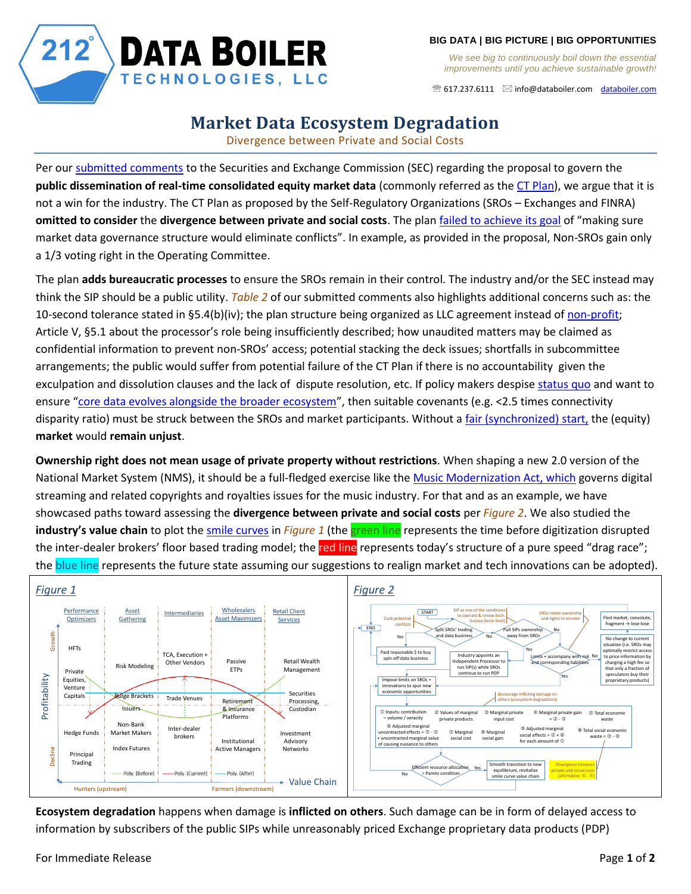**212° DATA BOILER TECHNOLOGIES, LLC**

**BIG DATA | BIG PICTURE | BIG OPPORTUNITIES**

*We see big to continuously boil down the essential improvements until you achieve sustainable growth!*

☏ 617.237.6111 ✉ info@databoiler.com databoiler.com

# Market Data Ecosystem Degradation

## Divergence between Private and Social Costs

Per our submitted comments to the Securities and Exchange Commission (SEC) regarding the proposal to govern the **public dissemination of real-time consolidated equity market data** (commonly referred as the CT Plan), we argue that it is not a win for the industry. The CT Plan as proposed by the Self-Regulatory Organizations (SROs – Exchanges and FINRA) **omitted to consider** the **divergence between private and social costs**. The plan failed to achieve its goal of "making sure market data governance structure would eliminate conflicts". In example, as provided in the proposal, Non-SROs gain only a 1/3 voting right in the Operating Committee.

The plan **adds bureaucratic processes** to ensure the SROs remain in their control. The industry and/or the SEC instead may think the SIP should be a public utility. *Table 2* of our submitted comments also highlights additional concerns such as: the 10-second tolerance stated in §5.4(b)(iv); the plan structure being organized as LLC agreement instead of non-profit; Article V, §5.1 about the processor's role being insufficiently described; how unaudited matters may be claimed as confidential information to prevent non-SROs' access; potential stacking the deck issues; shortfalls in subcommittee arrangements; the public would suffer from potential failure of the CT Plan if there is no accountability given the exculpation and dissolution clauses and the lack of dispute resolution, etc. If policy makers despise status quo and want to ensure "core data evolves alongside the broader ecosystem", then suitable covenants (e.g. <2.5 times connectivity disparity ratio) must be struck between the SROs and market participants. Without a fair (synchronized) start, the (equity) **market** would **remain unjust**.

**Ownership right does not mean usage of private property without restrictions**. When shaping a new 2.0 version of the National Market System (NMS), it should be a full-fledged exercise like the Music Modernization Act, which governs digital streaming and related copyrights and royalties issues for the music industry. For that and as an example, we have showcased paths toward assessing the **divergence between private and social costs** per *Figure 2*. We also studied the **industry's value chain** to plot the smile curves in *Figure 1* (the green line represents the time before digitization disrupted the inter-dealer brokers' floor based trading model; the red line represents today's structure of a pure speed "drag race"; the blue line represents the future state assuming our suggestions to realign market and tech innovations can be adopted).

*Figure 1*

*Figure 2*

**Ecosystem degradation** happens when damage is **inflicted on others**. Such damage can be in form of delayed access to information by subscribers of the public SIPs while unreasonably priced Exchange proprietary data products (PDP)

For Immediate Release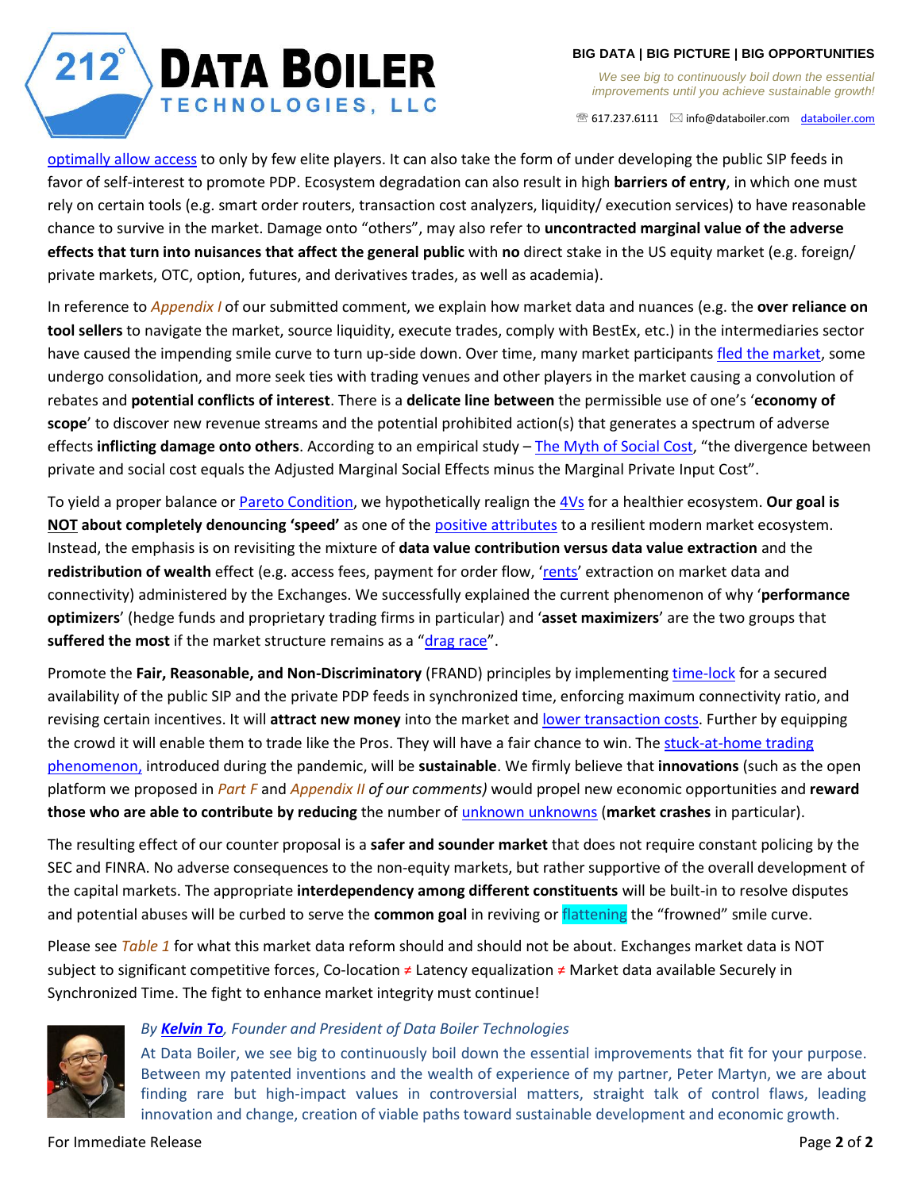optimally allow access to only by few elite players. It can also take the form of under developing the public SIP feeds in favor of self-interest to promote PDP. Ecosystem degradation can also result in high **barriers of entry**, in which one must rely on certain tools (e.g. smart order routers, transaction cost analyzers, liquidity/ execution services) to have reasonable chance to survive in the market. Damage onto "others", may also refer to **uncontracted marginal value of the adverse effects that turn into nuisances that affect the general public** with **no** direct stake in the US equity market (e.g. foreign/ private markets, OTC, option, futures, and derivatives trades, as well as academia).

In reference to *Appendix I* of our submitted comment, we explain how market data and nuances (e.g. the **over reliance on tool sellers** to navigate the market, source liquidity, execute trades, comply with BestEx, etc.) in the intermediaries sector have caused the impending smile curve to turn up-side down. Over time, many market participants fled the market, some undergo consolidation, and more seek ties with trading venues and other players in the market causing a convolution of rebates and **potential conflicts of interest**. There is a **delicate line between** the permissible use of one's '**economy of scope**' to discover new revenue streams and the potential prohibited action(s) that generates a spectrum of adverse effects **inflicting damage onto others**. According to an empirical study – The Myth of Social Cost, "the divergence between private and social cost equals the Adjusted Marginal Social Effects minus the Marginal Private Input Cost".

To yield a proper balance or Pareto Condition, we hypothetically realign the 4Vs for a healthier ecosystem. **Our goal is NOT about completely denouncing 'speed'** as one of the positive attributes to a resilient modern market ecosystem. Instead, the emphasis is on revisiting the mixture of **data value contribution versus data value extraction** and the **redistribution of wealth** effect (e.g. access fees, payment for order flow, 'rents' extraction on market data and connectivity) administered by the Exchanges. We successfully explained the current phenomenon of why '**performance optimizers**' (hedge funds and proprietary trading firms in particular) and '**asset maximizers**' are the two groups that **suffered the most** if the market structure remains as a "drag race".

Promote the **Fair, Reasonable, and Non-Discriminatory** (FRAND) principles by implementing time-lock for a secured availability of the public SIP and the private PDP feeds in synchronized time, enforcing maximum connectivity ratio, and revising certain incentives. It will **attract new money** into the market and lower transaction costs. Further by equipping the crowd it will enable them to trade like the Pros. They will have a fair chance to win. The stuck-at-home trading phenomenon, introduced during the pandemic, will be **sustainable**. We firmly believe that **innovations** (such as the open platform we proposed in *Part F* and *Appendix II of our comments)* would propel new economic opportunities and **reward those who are able to contribute by reducing** the number of unknown unknowns (**market crashes** in particular).

The resulting effect of our counter proposal is a **safer and sounder market** that does not require constant policing by the SEC and FINRA. No adverse consequences to the non-equity markets, but rather supportive of the overall development of the capital markets. The appropriate **interdependency among different constituents** will be built-in to resolve disputes and potential abuses will be curbed to serve the **common goal** in reviving or flattening the "frowned" smile curve.

Please see *Table 1* for what this market data reform should and should not be about. Exchanges market data is NOT subject to significant competitive forces, Co-location ≠ Latency equalization ≠ Market data available Securely in Synchronized Time. The fight to enhance market integrity must continue!

*By **Kelvin To**, Founder and President of Data Boiler Technologies*

At Data Boiler, we see big to continuously boil down the essential improvements that fit for your purpose. Between my patented inventions and the wealth of experience of my partner, Peter Martyn, we are about finding rare but high-impact values in controversial matters, straight talk of control flaws, leading innovation and change, creation of viable paths toward sustainable development and economic growth.

For Immediate Release